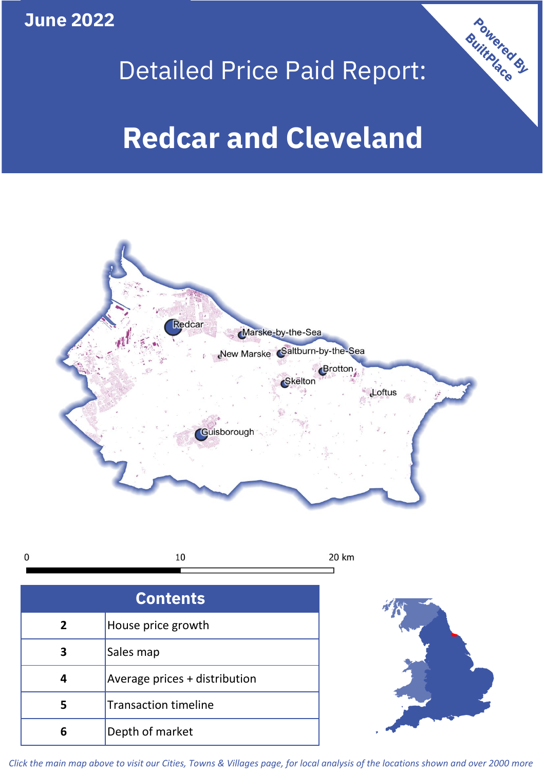June 2022

# Detailed Price Paid Report:

# Redcar and Cleveland

Powered By BuiltPlace

Redcar
Marske-by-the-Sea
New Marske
Saltburn-by-the-Sea
Brotton
Skelton
Loftus
Guisborough

0 10 20 km

| Contents | |
|---|---|
| 2 | House price growth |
| 3 | Sales map |
| 4 | Average prices + distribution |
| 5 | Transaction timeline |
| 6 | Depth of market |

*Click the main map above to visit our Cities, Towns & Villages page, for local analysis of the locations shown and over 2000 more*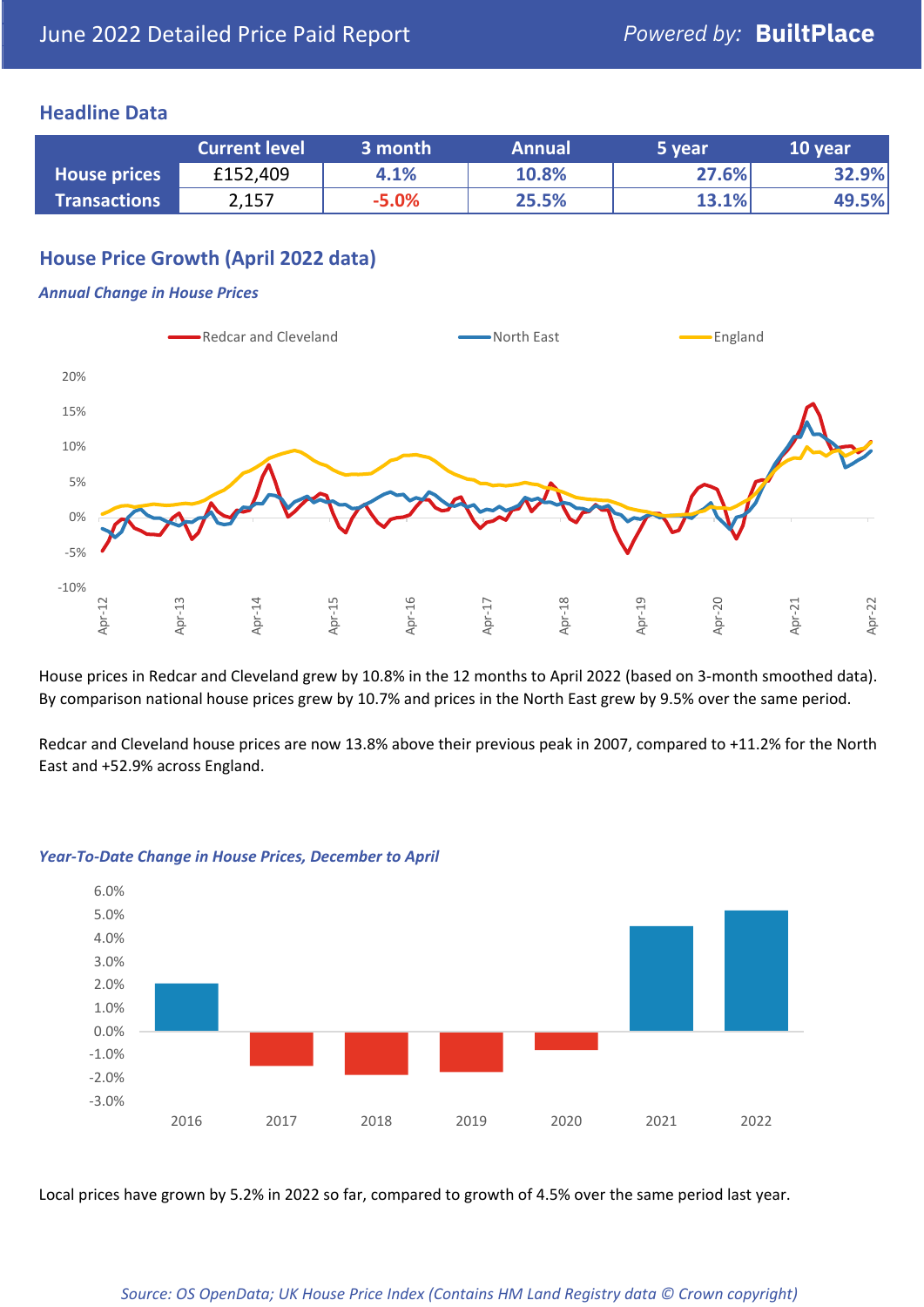June 2022 Detailed Price Paid Report — Powered by: **BuiltPlace**

## Headline Data

| | Current level | 3 month | Annual | 5 year | 10 year |
|---|---|---|---|---|---|
| **House prices** | £152,409 | 4.1% | 10.8% | 27.6% | 32.9% |
| **Transactions** | 2,157 | -5.0% | 25.5% | 13.1% | 49.5% |

## House Price Growth (April 2022 data)

### *Annual Change in House Prices*

House prices in Redcar and Cleveland grew by 10.8% in the 12 months to April 2022 (based on 3-month smoothed data). By comparison national house prices grew by 10.7% and prices in the North East grew by 9.5% over the same period.

Redcar and Cleveland house prices are now 13.8% above their previous peak in 2007, compared to +11.2% for the North East and +52.9% across England.

### *Year-To-Date Change in House Prices, December to April*

Local prices have grown by 5.2% in 2022 so far, compared to growth of 4.5% over the same period last year.

*Source: OS OpenData; UK House Price Index (Contains HM Land Registry data © Crown copyright)*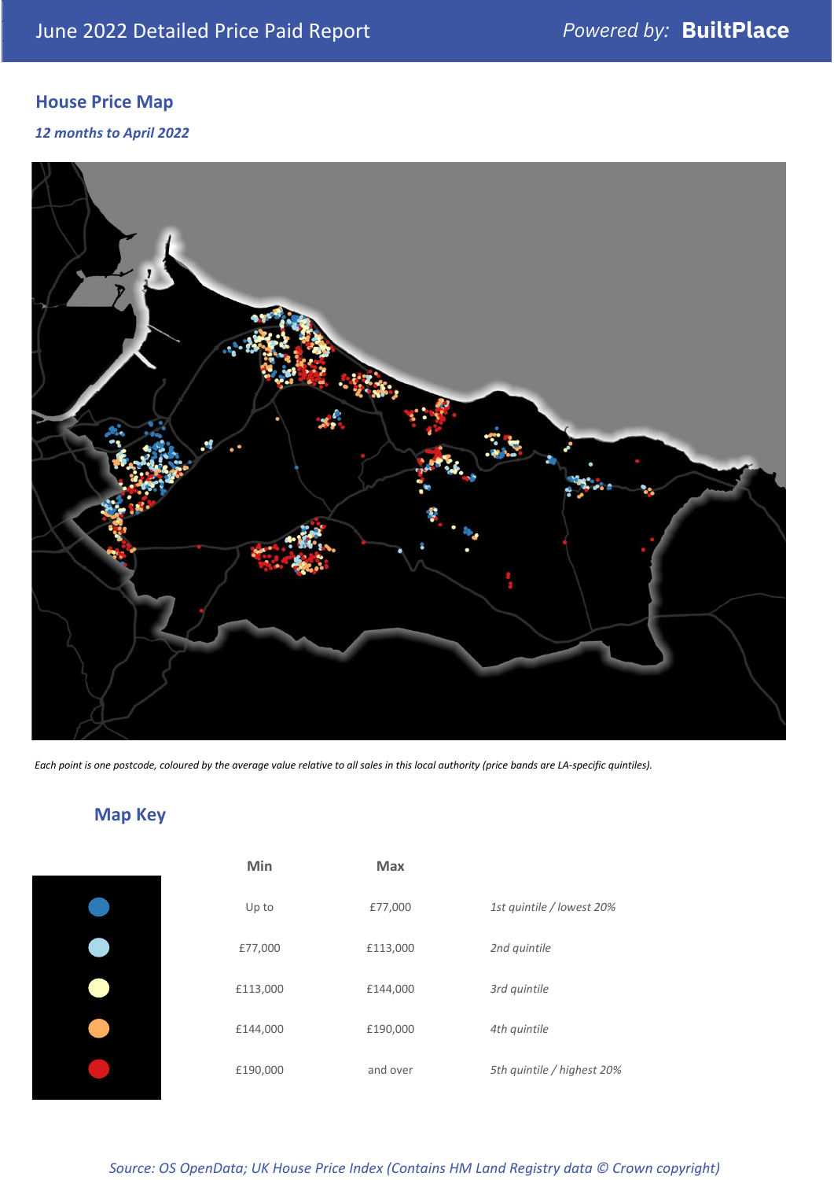June 2022 Detailed Price Paid Report

Powered by: **BuiltPlace**

## House Price Map

*12 months to April 2022*

*Each point is one postcode, coloured by the average value relative to all sales in this local authority (price bands are LA-specific quintiles).*

## Map Key

| Min | Max | |
|---|---|---|
| Up to | £77,000 | *1st quintile / lowest 20%* |
| £77,000 | £113,000 | *2nd quintile* |
| £113,000 | £144,000 | *3rd quintile* |
| £144,000 | £190,000 | *4th quintile* |
| £190,000 | and over | *5th quintile / highest 20%* |

*Source: OS OpenData; UK House Price Index (Contains HM Land Registry data © Crown copyright)*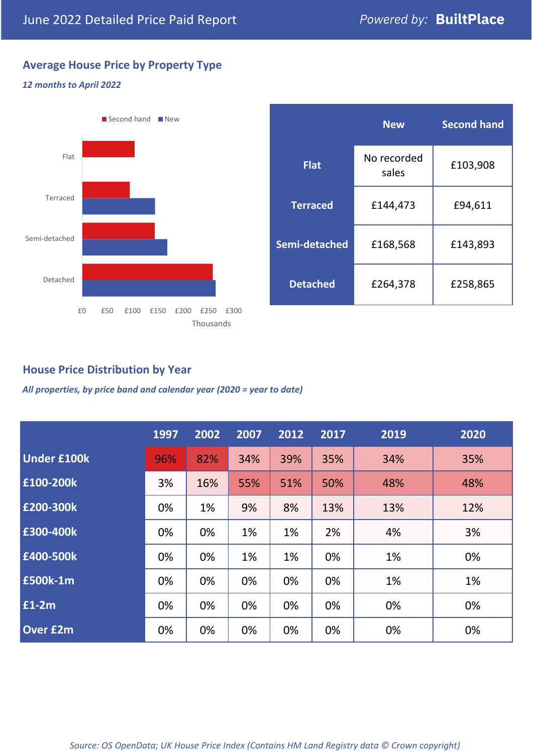June 2022 Detailed Price Paid Report

Powered by: **BuiltPlace**

## Average House Price by Property Type

*12 months to April 2022*

|  | New | Second hand |
|---|---|---|
| **Flat** | No recorded sales | £103,908 |
| **Terraced** | £144,473 | £94,611 |
| **Semi-detached** | £168,568 | £143,893 |
| **Detached** | £264,378 | £258,865 |

## House Price Distribution by Year

*All properties, by price band and calendar year (2020 = year to date)*

|  | 1997 | 2002 | 2007 | 2012 | 2017 | 2019 | 2020 |
|---|---|---|---|---|---|---|---|
| **Under £100k** | 96% | 82% | 34% | 39% | 35% | 34% | 35% |
| **£100-200k** | 3% | 16% | 55% | 51% | 50% | 48% | 48% |
| **£200-300k** | 0% | 1% | 9% | 8% | 13% | 13% | 12% |
| **£300-400k** | 0% | 0% | 1% | 1% | 2% | 4% | 3% |
| **£400-500k** | 0% | 0% | 1% | 1% | 0% | 1% | 0% |
| **£500k-1m** | 0% | 0% | 0% | 0% | 0% | 1% | 1% |
| **£1-2m** | 0% | 0% | 0% | 0% | 0% | 0% | 0% |
| **Over £2m** | 0% | 0% | 0% | 0% | 0% | 0% | 0% |

*Source: OS OpenData; UK House Price Index (Contains HM Land Registry data © Crown copyright)*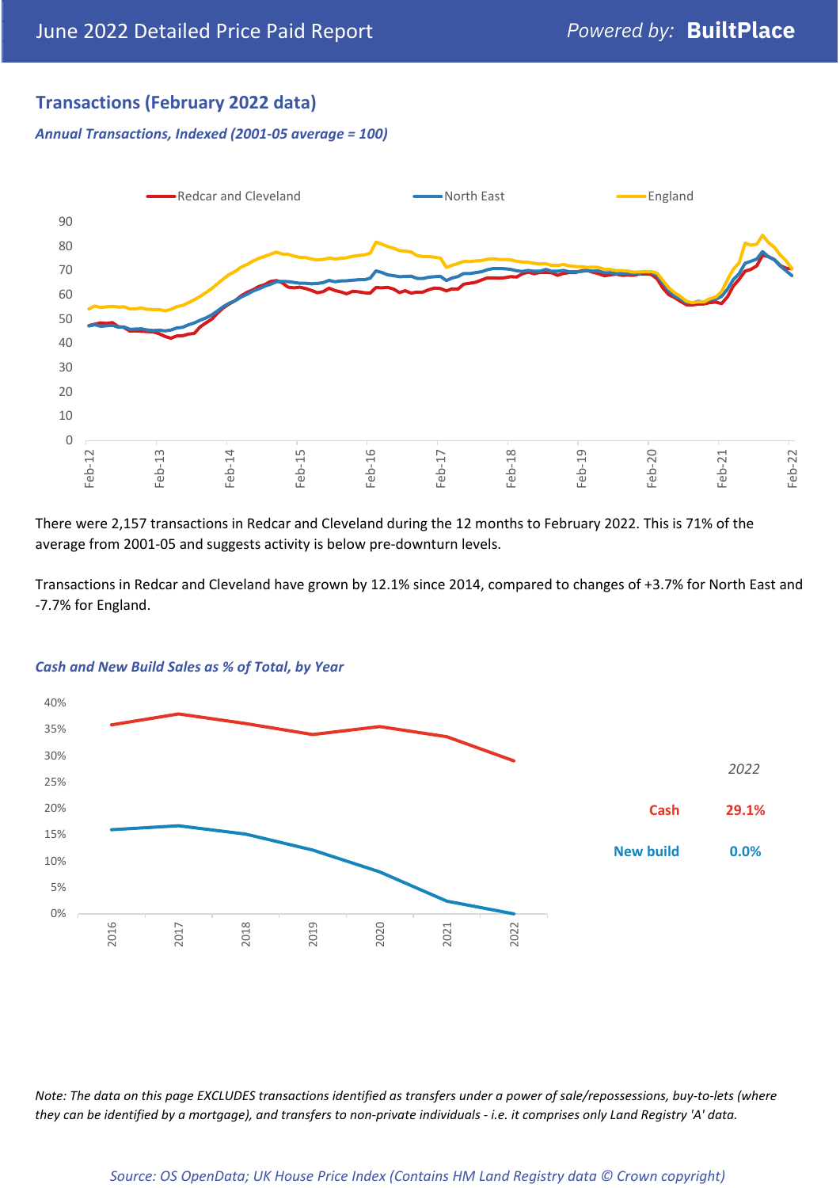## Transactions (February 2022 data)

*Annual Transactions, Indexed (2001-05 average = 100)*

There were 2,157 transactions in Redcar and Cleveland during the 12 months to February 2022. This is 71% of the average from 2001-05 and suggests activity is below pre-downturn levels.

Transactions in Redcar and Cleveland have grown by 12.1% since 2014, compared to changes of +3.7% for North East and -7.7% for England.

*Cash and New Build Sales as % of Total, by Year*

| *2022* | |
|---|---|
| Cash | 29.1% |
| New build | 0.0% |

*Note: The data on this page EXCLUDES transactions identified as transfers under a power of sale/repossessions, buy-to-lets (where they can be identified by a mortgage), and transfers to non-private individuals - i.e. it comprises only Land Registry 'A' data.*

*Source: OS OpenData; UK House Price Index (Contains HM Land Registry data © Crown copyright)*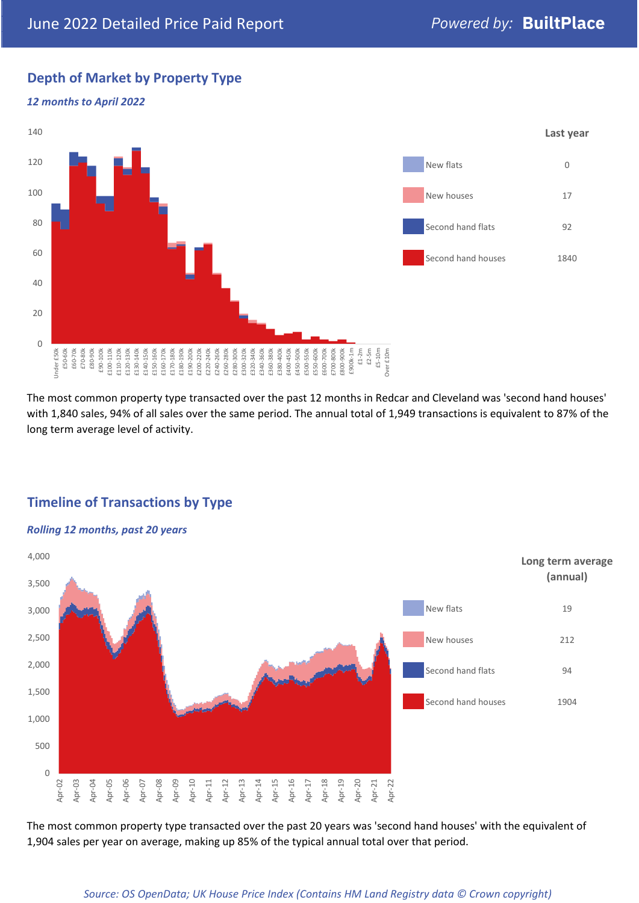June 2022 Detailed Price Paid Report

*Powered by:* **BuiltPlace**

## Depth of Market by Property Type

*12 months to April 2022*

0
20
40
60
80
100
120
140

Under £50k
£50-60k
£60-70k
£70-80k
£80-90k
£90-100k
£100-110k
£110-120k
£120-130k
£130-140k
£140-150k
£150-160k
£160-170k
£170-180k
£180-190k
£190-200k
£200-220k
£220-240k
£240-260k
£260-280k
£280-300k
£300-320k
£320-340k
£340-360k
£360-380k
£380-400k
£400-450k
£450-500k
£500-550k
£550-600k
£600-700k
£700-800k
£800-900k
£900k-1m
£1-2m
£2-5m
£5-10m
Over £10m

Last year

New flats 0

New houses 17

Second hand flats 92

Second hand houses 1840

The most common property type transacted over the past 12 months in Redcar and Cleveland was 'second hand houses' with 1,840 sales, 94% of all sales over the same period. The annual total of 1,949 transactions is equivalent to 87% of the long term average level of activity.

## Timeline of Transactions by Type

*Rolling 12 months, past 20 years*

0
500
1,000
1,500
2,000
2,500
3,000
3,500
4,000

Apr-02
Apr-03
Apr-04
Apr-05
Apr-06
Apr-07
Apr-08
Apr-09
Apr-10
Apr-11
Apr-12
Apr-13
Apr-14
Apr-15
Apr-16
Apr-17
Apr-18
Apr-19
Apr-20
Apr-21
Apr-22

Long term average (annual)

New flats 19

New houses 212

Second hand flats 94

Second hand houses 1904

The most common property type transacted over the past 20 years was 'second hand houses' with the equivalent of 1,904 sales per year on average, making up 85% of the typical annual total over that period.

*Source: OS OpenData; UK House Price Index (Contains HM Land Registry data © Crown copyright)*